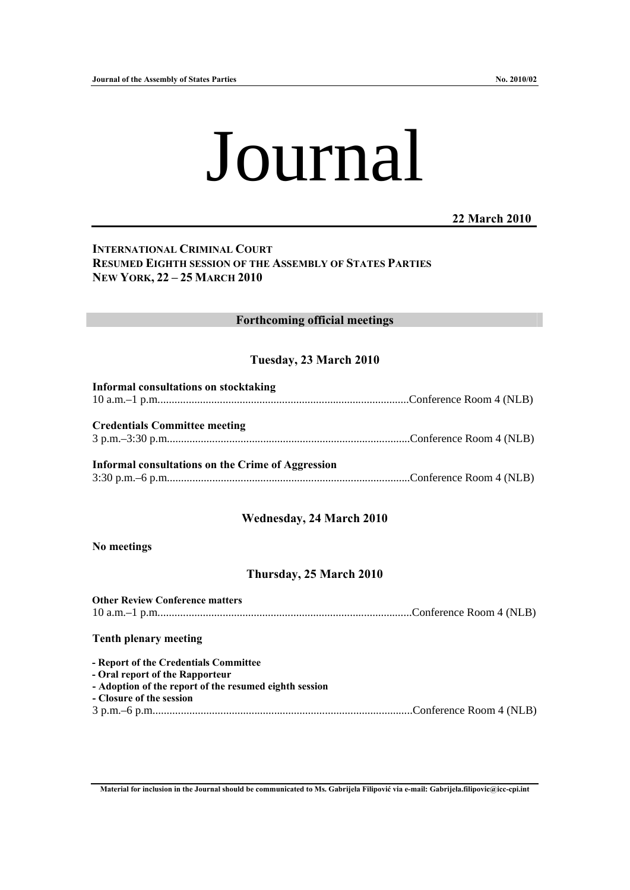# Journal

**22 March 2010**

**INTERNATIONAL CRIMINAL COURT**
**RESUMED EIGHTH SESSION OF THE ASSEMBLY OF STATES PARTIES**
**NEW YORK, 22 – 25 MARCH 2010**

## Forthcoming official meetings

### Tuesday, 23 March 2010

**Informal consultations on stocktaking**
10 a.m.–1 p.m. .......................................................................................Conference Room 4 (NLB)

**Credentials Committee meeting**
3 p.m.–3:30 p.m. .....................................................................................Conference Room 4 (NLB)

**Informal consultations on the Crime of Aggression**
3:30 p.m.–6 p.m. .....................................................................................Conference Room 4 (NLB)

### Wednesday, 24 March 2010

**No meetings**

### Thursday, 25 March 2010

**Other Review Conference matters**
10 a.m.–1 p.m. .......................................................................................Conference Room 4 (NLB)

**Tenth plenary meeting**

- **Report of the Credentials Committee**
- **Oral report of the Rapporteur**
- **Adoption of the report of the resumed eighth session**
- **Closure of the session**

3 p.m.–6 p.m. .........................................................................................Conference Room 4 (NLB)

**Material for inclusion in the Journal should be communicated to Ms. Gabrijela Filipović via e-mail: Gabrijela.filipovic@icc-cpi.int**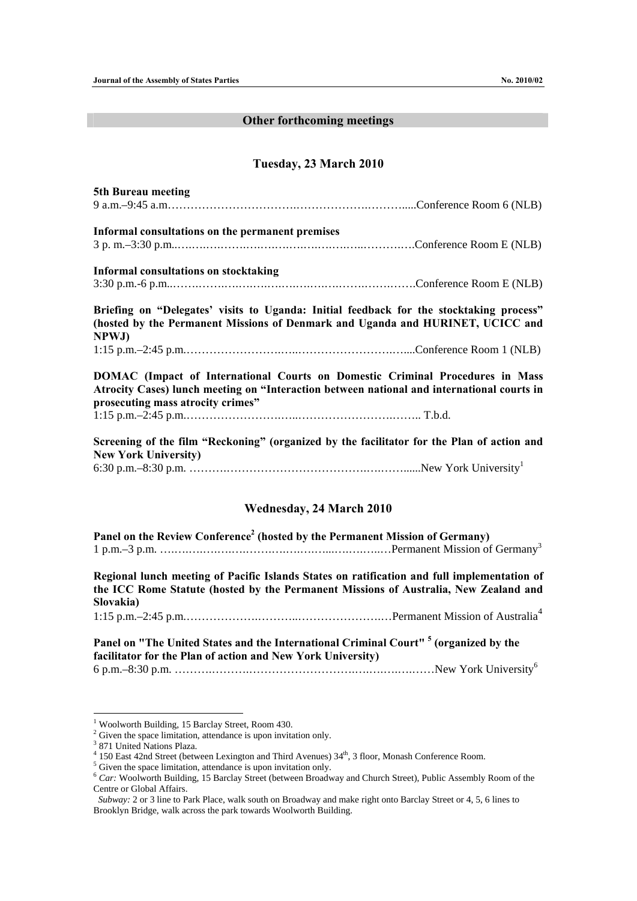## Other forthcoming meetings

### Tuesday, 23 March 2010

**5th Bureau meeting**
9 a.m.–9:45 a.m.……………………………………………………………Conference Room 6 (NLB)

**Informal consultations on the permanent premises**
3 p. m.–3:30 p.m.………………………………………………………Conference Room E (NLB)

**Informal consultations on stocktaking**
3:30 p.m.-6 p.m.……………………………………………………………Conference Room E (NLB)

**Briefing on "Delegates' visits to Uganda: Initial feedback for the stocktaking process" (hosted by the Permanent Missions of Denmark and Uganda and HURINET, UCICC and NPWJ)**
1:15 p.m.–2:45 p.m.……………………………………………………….Conference Room 1 (NLB)

**DOMAC (Impact of International Courts on Domestic Criminal Procedures in Mass Atrocity Cases) lunch meeting on "Interaction between national and international courts in prosecuting mass atrocity crimes"**
1:15 p.m.–2:45 p.m.……………………………………………………….. T.b.d.

**Screening of the film "Reckoning" (organized by the facilitator for the Plan of action and New York University)**
6:30 p.m.–8:30 p.m. ……………………………………………………New York University[1]

### Wednesday, 24 March 2010

**Panel on the Review Conference[2] (hosted by the Permanent Mission of Germany)**
1 p.m.–3 p.m. ……………………………………………………Permanent Mission of Germany[3]

**Regional lunch meeting of Pacific Islands States on ratification and full implementation of the ICC Rome Statute (hosted by the Permanent Missions of Australia, New Zealand and Slovakia)**
1:15 p.m.–2:45 p.m.………………………………………………Permanent Mission of Australia[4]

**Panel on "The United States and the International Criminal Court"[5] (organized by the facilitator for the Plan of action and New York University)**
6 p.m.–8:30 p.m. ……………………………………………………New York University[6]

---

[1] Woolworth Building, 15 Barclay Street, Room 430.

[2] Given the space limitation, attendance is upon invitation only.

[3] 871 United Nations Plaza.

[4] 150 East 42nd Street (between Lexington and Third Avenues) 34th, 3 floor, Monash Conference Room.

[5] Given the space limitation, attendance is upon invitation only.

[6] *Car:* Woolworth Building, 15 Barclay Street (between Broadway and Church Street), Public Assembly Room of the Centre or Global Affairs.
*Subway:* 2 or 3 line to Park Place, walk south on Broadway and make right onto Barclay Street or 4, 5, 6 lines to Brooklyn Bridge, walk across the park towards Woolworth Building.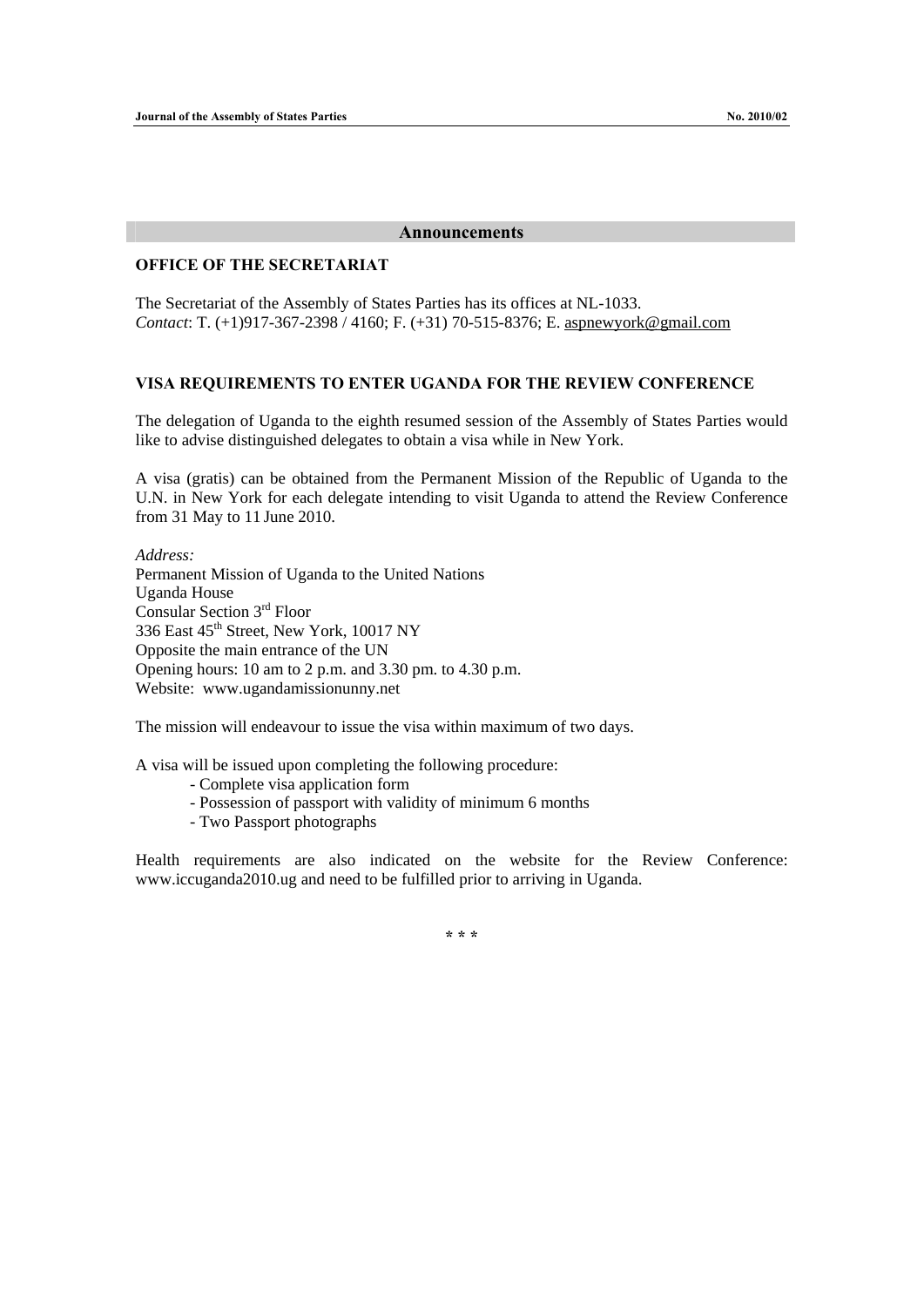## Announcements

### OFFICE OF THE SECRETARIAT

The Secretariat of the Assembly of States Parties has its offices at NL-1033.
*Contact*: T. (+1)917-367-2398 / 4160; F. (+31) 70-515-8376; E. aspnewyork@gmail.com

### VISA REQUIREMENTS TO ENTER UGANDA FOR THE REVIEW CONFERENCE

The delegation of Uganda to the eighth resumed session of the Assembly of States Parties would like to advise distinguished delegates to obtain a visa while in New York.

A visa (gratis) can be obtained from the Permanent Mission of the Republic of Uganda to the U.N. in New York for each delegate intending to visit Uganda to attend the Review Conference from 31 May to 11 June 2010.

*Address:*
Permanent Mission of Uganda to the United Nations
Uganda House
Consular Section 3rd Floor
336 East 45th Street, New York, 10017 NY
Opposite the main entrance of the UN
Opening hours: 10 am to 2 p.m. and 3.30 pm. to 4.30 p.m.
Website: www.ugandamissionunny.net

The mission will endeavour to issue the visa within maximum of two days.

A visa will be issued upon completing the following procedure:

- Complete visa application form
- Possession of passport with validity of minimum 6 months
- Two Passport photographs

Health requirements are also indicated on the website for the Review Conference: www.iccuganda2010.ug and need to be fulfilled prior to arriving in Uganda.

\* \* \*